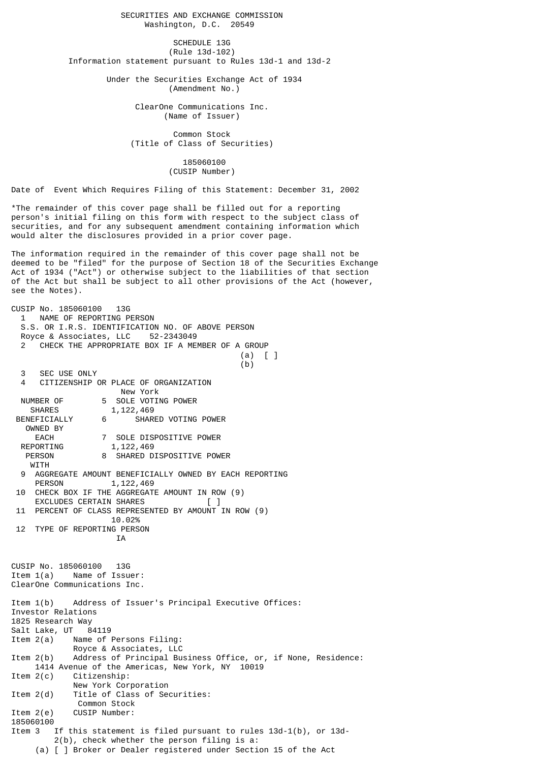SECURITIES AND EXCHANGE COMMISSION
Washington, D.C. 20549

SCHEDULE 13G
(Rule 13d-102)
Information statement pursuant to Rules 13d-1 and 13d-2

Under the Securities Exchange Act of 1934
(Amendment No.)

ClearOne Communications Inc.
(Name of Issuer)

Common Stock
(Title of Class of Securities)

185060100
(CUSIP Number)

Date of Event Which Requires Filing of this Statement: December 31, 2002

*The remainder of this cover page shall be filled out for a reporting person's initial filing on this form with respect to the subject class of securities, and for any subsequent amendment containing information which would alter the disclosures provided in a prior cover page.

The information required in the remainder of this cover page shall not be deemed to be "filed" for the purpose of Section 18 of the Securities Exchange Act of 1934 ("Act") or otherwise subject to the liabilities of that section of the Act but shall be subject to all other provisions of the Act (however, see the Notes).

CUSIP No. 185060100 13G

1 NAME OF REPORTING PERSON
S.S. OR I.R.S. IDENTIFICATION NO. OF ABOVE PERSON
Royce & Associates, LLC 52-2343049

2 CHECK THE APPROPRIATE BOX IF A MEMBER OF A GROUP
(a) [ ]
(b)

3 SEC USE ONLY

4 CITIZENSHIP OR PLACE OF ORGANIZATION
New York

| NUMBER OF SHARES BENEFICIALLY OWNED BY EACH REPORTING PERSON WITH | |
|---|---|
| 5 SOLE VOTING POWER | 1,122,469 |
| 6 SHARED VOTING POWER | |
| 7 SOLE DISPOSITIVE POWER | 1,122,469 |
| 8 SHARED DISPOSITIVE POWER | |

9 AGGREGATE AMOUNT BENEFICIALLY OWNED BY EACH REPORTING PERSON 1,122,469

10 CHECK BOX IF THE AGGREGATE AMOUNT IN ROW (9) EXCLUDES CERTAIN SHARES [ ]

11 PERCENT OF CLASS REPRESENTED BY AMOUNT IN ROW (9)
10.02%

12 TYPE OF REPORTING PERSON
IA

CUSIP No. 185060100 13G

Item 1(a) Name of Issuer:
ClearOne Communications Inc.

Item 1(b) Address of Issuer's Principal Executive Offices:
Investor Relations
1825 Research Way
Salt Lake, UT 84119

Item 2(a) Name of Persons Filing:
Royce & Associates, LLC

Item 2(b) Address of Principal Business Office, or, if None, Residence:
1414 Avenue of the Americas, New York, NY 10019

Item 2(c) Citizenship:
New York Corporation

Item 2(d) Title of Class of Securities:
Common Stock

Item 2(e) CUSIP Number:
185060100

Item 3 If this statement is filed pursuant to rules 13d-1(b), or 13d-2(b), check whether the person filing is a:

(a) [ ] Broker or Dealer registered under Section 15 of the Act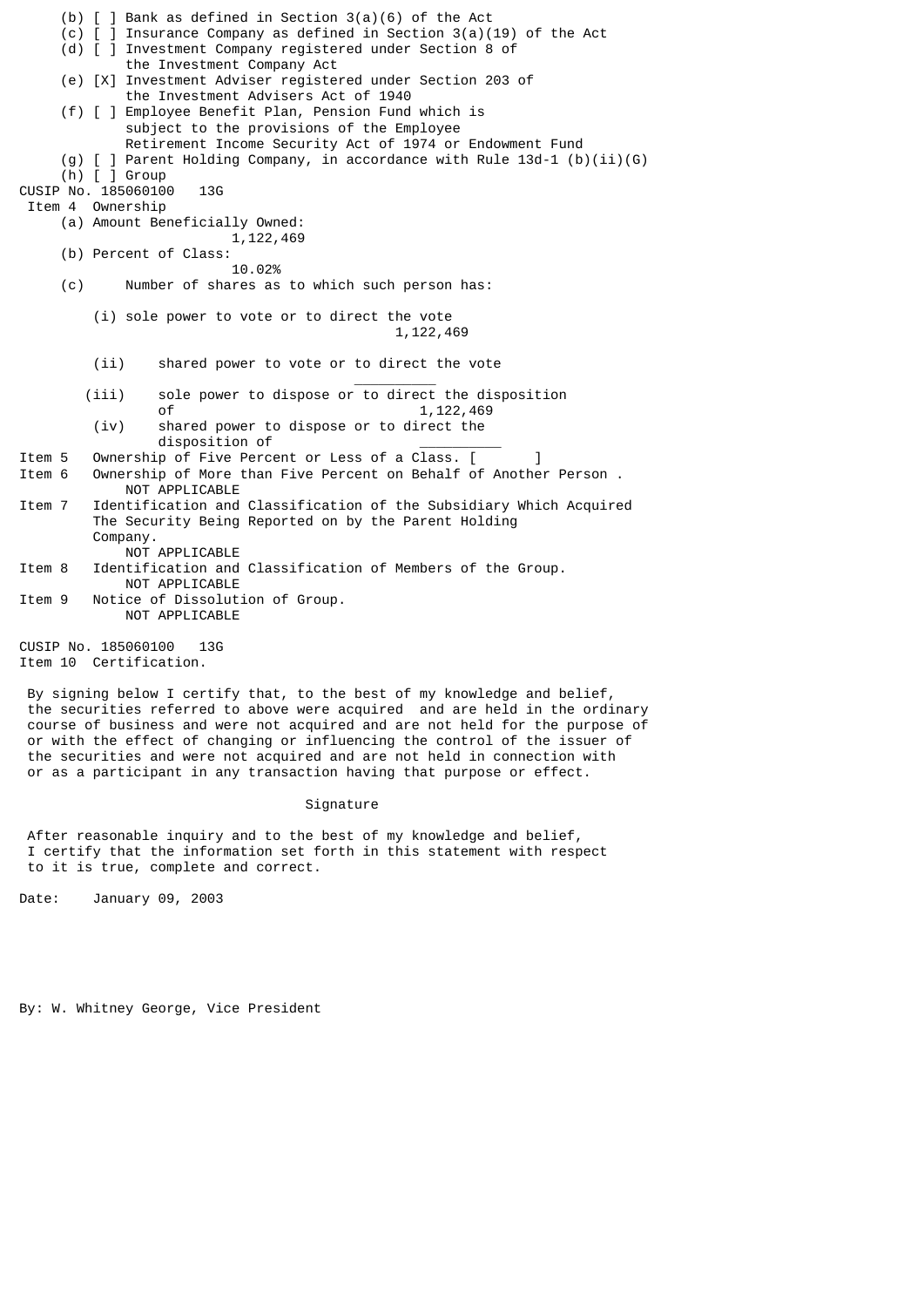(b) [ ] Bank as defined in Section 3(a)(6) of the Act

(c) [ ] Insurance Company as defined in Section 3(a)(19) of the Act

(d) [ ] Investment Company registered under Section 8 of the Investment Company Act

(e) [X] Investment Adviser registered under Section 203 of the Investment Advisers Act of 1940

(f) [ ] Employee Benefit Plan, Pension Fund which is subject to the provisions of the Employee Retirement Income Security Act of 1974 or Endowment Fund

(g) [ ] Parent Holding Company, in accordance with Rule 13d-1 (b)(ii)(G)

(h) [ ] Group

CUSIP No. 185060100 13G

Item 4 Ownership

(a) Amount Beneficially Owned:
1,122,469

(b) Percent of Class:
10.02%

(c) Number of shares as to which such person has:

(i) sole power to vote or to direct the vote
1,122,469

(ii) shared power to vote or to direct the vote
__________

(iii) sole power to dispose or to direct the disposition of
1,122,469

(iv) shared power to dispose or to direct the disposition of
__________

Item 5 Ownership of Five Percent or Less of a Class. [ ]

Item 6 Ownership of More than Five Percent on Behalf of Another Person .
NOT APPLICABLE

Item 7 Identification and Classification of the Subsidiary Which Acquired The Security Being Reported on by the Parent Holding Company.
NOT APPLICABLE

Item 8 Identification and Classification of Members of the Group.
NOT APPLICABLE

Item 9 Notice of Dissolution of Group.
NOT APPLICABLE

CUSIP No. 185060100 13G

Item 10 Certification.

By signing below I certify that, to the best of my knowledge and belief, the securities referred to above were acquired and are held in the ordinary course of business and were not acquired and are not held for the purpose of or with the effect of changing or influencing the control of the issuer of the securities and were not acquired and are not held in connection with or as a participant in any transaction having that purpose or effect.

Signature

After reasonable inquiry and to the best of my knowledge and belief, I certify that the information set forth in this statement with respect to it is true, complete and correct.

Date: January 09, 2003

By: W. Whitney George, Vice President